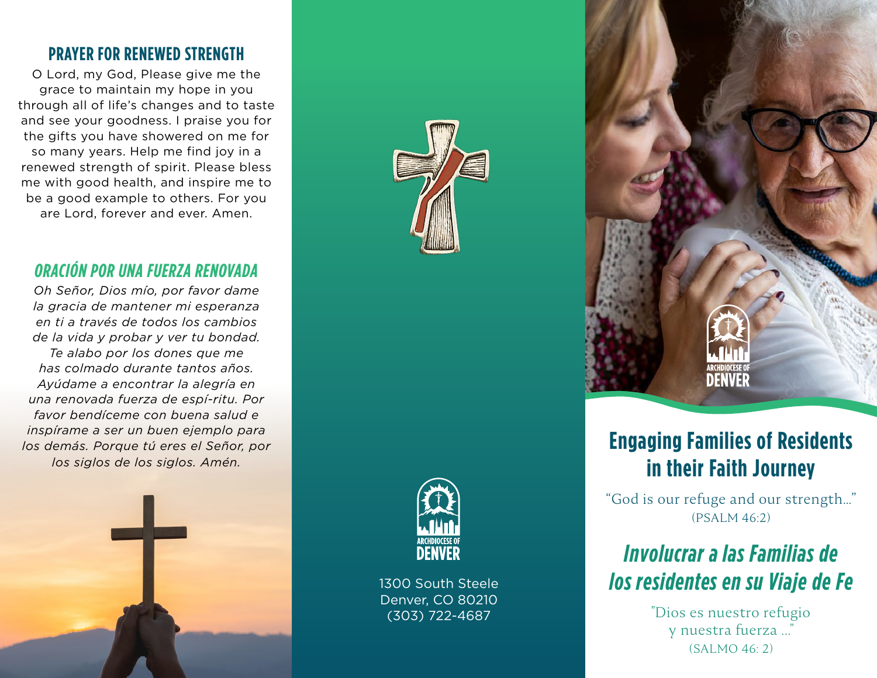## PRAYER FOR RENEWED STRENGTH

O Lord, my God, Please give me the grace to maintain my hope in you through all of life's changes and to taste and see your goodness. I praise you for the gifts you have showered on me for so many years. Help me find joy in a renewed strength of spirit. Please bless me with good health, and inspire me to be a good example to others. For you are Lord, forever and ever. Amen.

## *ORACIÓN POR UNA FUERZA RENOVADA*

*Oh Señor, Dios mío, por favor dame la gracia de mantener mi esperanza en ti a través de todos los cambios de la vida y probar y ver tu bondad. Te alabo por los dones que me has colmado durante tantos años. Ayúdame a encontrar la alegría en una renovada fuerza de espí-ritu. Por favor bendíceme con buena salud e inspírame a ser un buen ejemplo para los demás. Porque tú eres el Señor, por los siglos de los siglos. Amén.*

ARCHDIOCESE OF DENVER

1300 South Steele
Denver, CO 80210
(303) 722-4687

ARCHDIOCESE OF DENVER

# Engaging Families of Residents in their Faith Journey

"God is our refuge and our strength..."
(PSALM 46:2)

# *Involucrar a las Familias de los residentes en su Viaje de Fe*

"Dios es nuestro refugio y nuestra fuerza ..."
(SALMO 46: 2)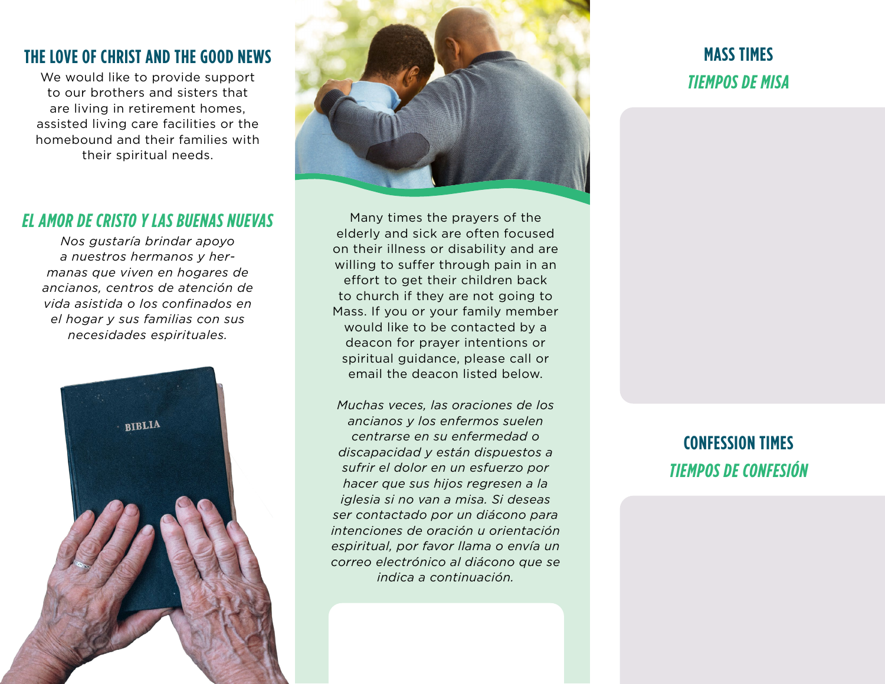## THE LOVE OF CHRIST AND THE GOOD NEWS

We would like to provide support to our brothers and sisters that are living in retirement homes, assisted living care facilities or the homebound and their families with their spiritual needs.

## *EL AMOR DE CRISTO Y LAS BUENAS NUEVAS*

*Nos gustaría brindar apoyo a nuestros hermanos y hermanas que viven en hogares de ancianos, centros de atención de vida asistida o los confinados en el hogar y sus familias con sus necesidades espirituales.*

Many times the prayers of the elderly and sick are often focused on their illness or disability and are willing to suffer through pain in an effort to get their children back to church if they are not going to Mass. If you or your family member would like to be contacted by a deacon for prayer intentions or spiritual guidance, please call or email the deacon listed below.

*Muchas veces, las oraciones de los ancianos y los enfermos suelen centrarse en su enfermedad o discapacidad y están dispuestos a sufrir el dolor en un esfuerzo por hacer que sus hijos regresen a la iglesia si no van a misa. Si deseas ser contactado por un diácono para intenciones de oración u orientación espiritual, por favor llama o envía un correo electrónico al diácono que se indica a continuación.*

## MASS TIMES
## *TIEMPOS DE MISA*

## CONFESSION TIMES
## *TIEMPOS DE CONFESIÓN*